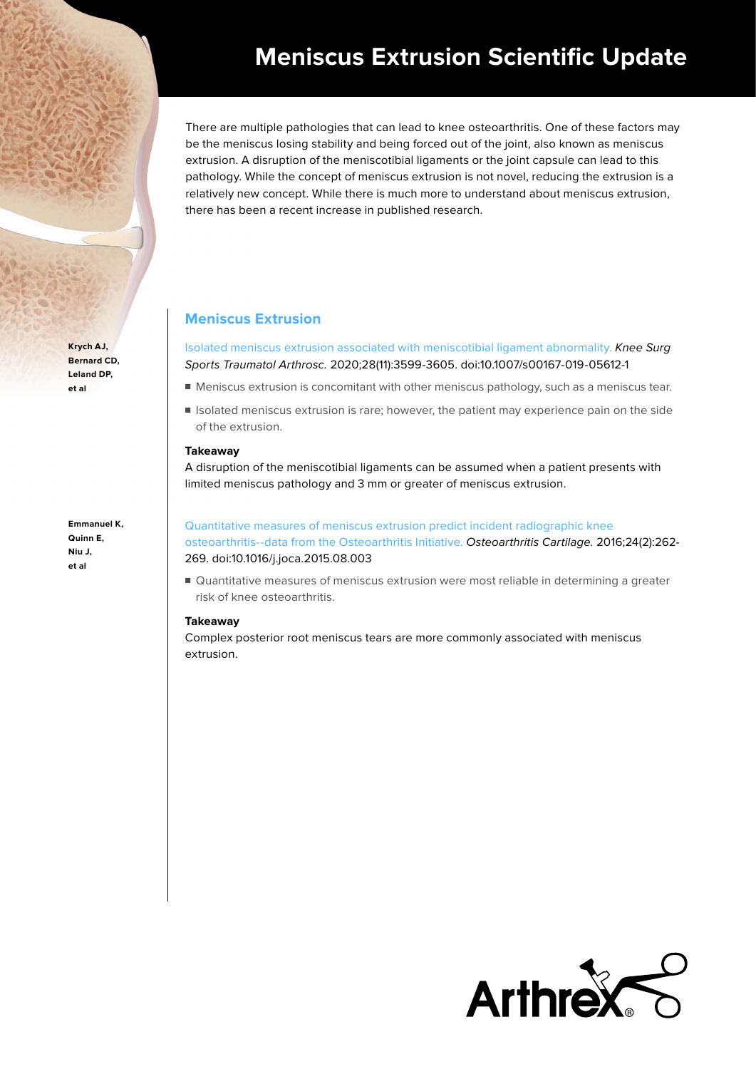# Meniscus Extrusion Scientific Update

There are multiple pathologies that can lead to knee osteoarthritis. One of these factors may be the meniscus losing stability and being forced out of the joint, also known as meniscus extrusion. A disruption of the meniscotibial ligaments or the joint capsule can lead to this pathology. While the concept of meniscus extrusion is not novel, reducing the extrusion is a relatively new concept. While there is much more to understand about meniscus extrusion, there has been a recent increase in published research.

## Meniscus Extrusion

**Krych AJ, Bernard CD, Leland DP, et al**

Isolated meniscus extrusion associated with meniscotibial ligament abnormality. *Knee Surg Sports Traumatol Arthrosc.* 2020;28(11):3599-3605. doi:10.1007/s00167-019-05612-1

- Meniscus extrusion is concomitant with other meniscus pathology, such as a meniscus tear.
- Isolated meniscus extrusion is rare; however, the patient may experience pain on the side of the extrusion.

**Takeaway**

A disruption of the meniscotibial ligaments can be assumed when a patient presents with limited meniscus pathology and 3 mm or greater of meniscus extrusion.

**Emmanuel K, Quinn E, Niu J, et al**

Quantitative measures of meniscus extrusion predict incident radiographic knee osteoarthritis--data from the Osteoarthritis Initiative. *Osteoarthritis Cartilage.* 2016;24(2):262-269. doi:10.1016/j.joca.2015.08.003

- Quantitative measures of meniscus extrusion were most reliable in determining a greater risk of knee osteoarthritis.

**Takeaway**

Complex posterior root meniscus tears are more commonly associated with meniscus extrusion.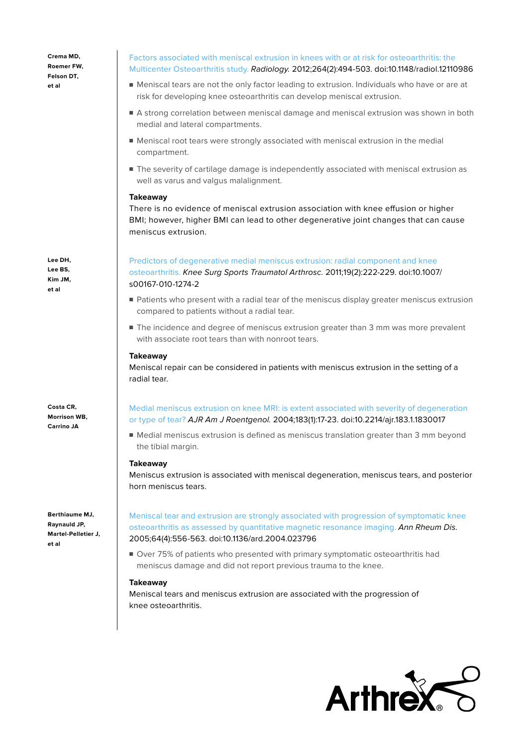**Crema MD, Roemer FW, Felson DT, et al**

Factors associated with meniscal extrusion in knees with or at risk for osteoarthritis: the Multicenter Osteoarthritis study. *Radiology.* 2012;264(2):494-503. doi:10.1148/radiol.12110986

- Meniscal tears are not the only factor leading to extrusion. Individuals who have or are at risk for developing knee osteoarthritis can develop meniscal extrusion.
- A strong correlation between meniscal damage and meniscal extrusion was shown in both medial and lateral compartments.
- Meniscal root tears were strongly associated with meniscal extrusion in the medial compartment.
- The severity of cartilage damage is independently associated with meniscal extrusion as well as varus and valgus malalignment.

**Takeaway**
There is no evidence of meniscal extrusion association with knee effusion or higher BMI; however, higher BMI can lead to other degenerative joint changes that can cause meniscus extrusion.

**Lee DH, Lee BS, Kim JM, et al**

Predictors of degenerative medial meniscus extrusion: radial component and knee osteoarthritis. *Knee Surg Sports Traumatol Arthrosc.* 2011;19(2):222-229. doi:10.1007/s00167-010-1274-2

- Patients who present with a radial tear of the meniscus display greater meniscus extrusion compared to patients without a radial tear.
- The incidence and degree of meniscus extrusion greater than 3 mm was more prevalent with associate root tears than with nonroot tears.

**Takeaway**
Meniscal repair can be considered in patients with meniscus extrusion in the setting of a radial tear.

**Costa CR, Morrison WB, Carrino JA**

Medial meniscus extrusion on knee MRI: is extent associated with severity of degeneration or type of tear? *AJR Am J Roentgenol.* 2004;183(1):17-23. doi:10.2214/ajr.183.1.1830017

- Medial meniscus extrusion is defined as meniscus translation greater than 3 mm beyond the tibial margin.

**Takeaway**
Meniscus extrusion is associated with meniscal degeneration, meniscus tears, and posterior horn meniscus tears.

**Berthiaume MJ, Raynauld JP, Martel-Pelletier J, et al**

Meniscal tear and extrusion are strongly associated with progression of symptomatic knee osteoarthritis as assessed by quantitative magnetic resonance imaging. *Ann Rheum Dis.* 2005;64(4):556-563. doi:10.1136/ard.2004.023796

- Over 75% of patients who presented with primary symptomatic osteoarthritis had meniscus damage and did not report previous trauma to the knee.

**Takeaway**
Meniscal tears and meniscus extrusion are associated with the progression of knee osteoarthritis.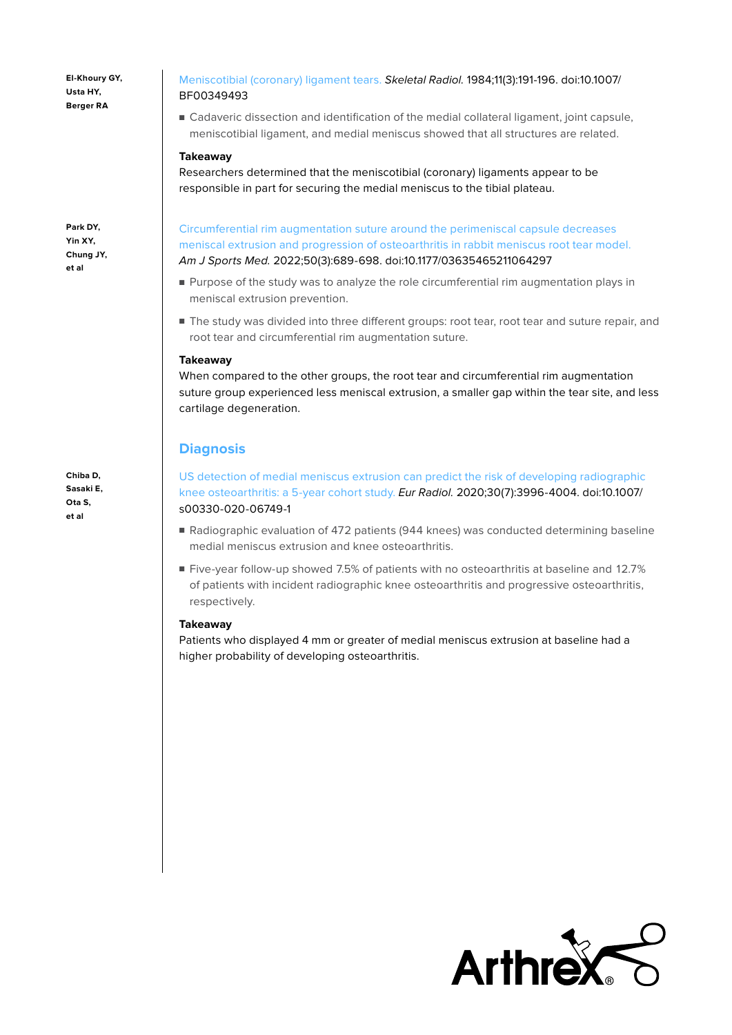**El-Khoury GY, Usta HY, Berger RA**

Meniscotibial (coronary) ligament tears. *Skeletal Radiol.* 1984;11(3):191-196. doi:10.1007/BF00349493

- Cadaveric dissection and identification of the medial collateral ligament, joint capsule, meniscotibial ligament, and medial meniscus showed that all structures are related.

**Takeaway**
Researchers determined that the meniscotibial (coronary) ligaments appear to be responsible in part for securing the medial meniscus to the tibial plateau.

**Park DY, Yin XY, Chung JY, et al**

Circumferential rim augmentation suture around the perimeniscal capsule decreases meniscal extrusion and progression of osteoarthritis in rabbit meniscus root tear model. *Am J Sports Med.* 2022;50(3):689-698. doi:10.1177/03635465211064297

- Purpose of the study was to analyze the role circumferential rim augmentation plays in meniscal extrusion prevention.
- The study was divided into three different groups: root tear, root tear and suture repair, and root tear and circumferential rim augmentation suture.

**Takeaway**
When compared to the other groups, the root tear and circumferential rim augmentation suture group experienced less meniscal extrusion, a smaller gap within the tear site, and less cartilage degeneration.

## Diagnosis

**Chiba D, Sasaki E, Ota S, et al**

US detection of medial meniscus extrusion can predict the risk of developing radiographic knee osteoarthritis: a 5-year cohort study. *Eur Radiol.* 2020;30(7):3996-4004. doi:10.1007/s00330-020-06749-1

- Radiographic evaluation of 472 patients (944 knees) was conducted determining baseline medial meniscus extrusion and knee osteoarthritis.
- Five-year follow-up showed 7.5% of patients with no osteoarthritis at baseline and 12.7% of patients with incident radiographic knee osteoarthritis and progressive osteoarthritis, respectively.

**Takeaway**
Patients who displayed 4 mm or greater of medial meniscus extrusion at baseline had a higher probability of developing osteoarthritis.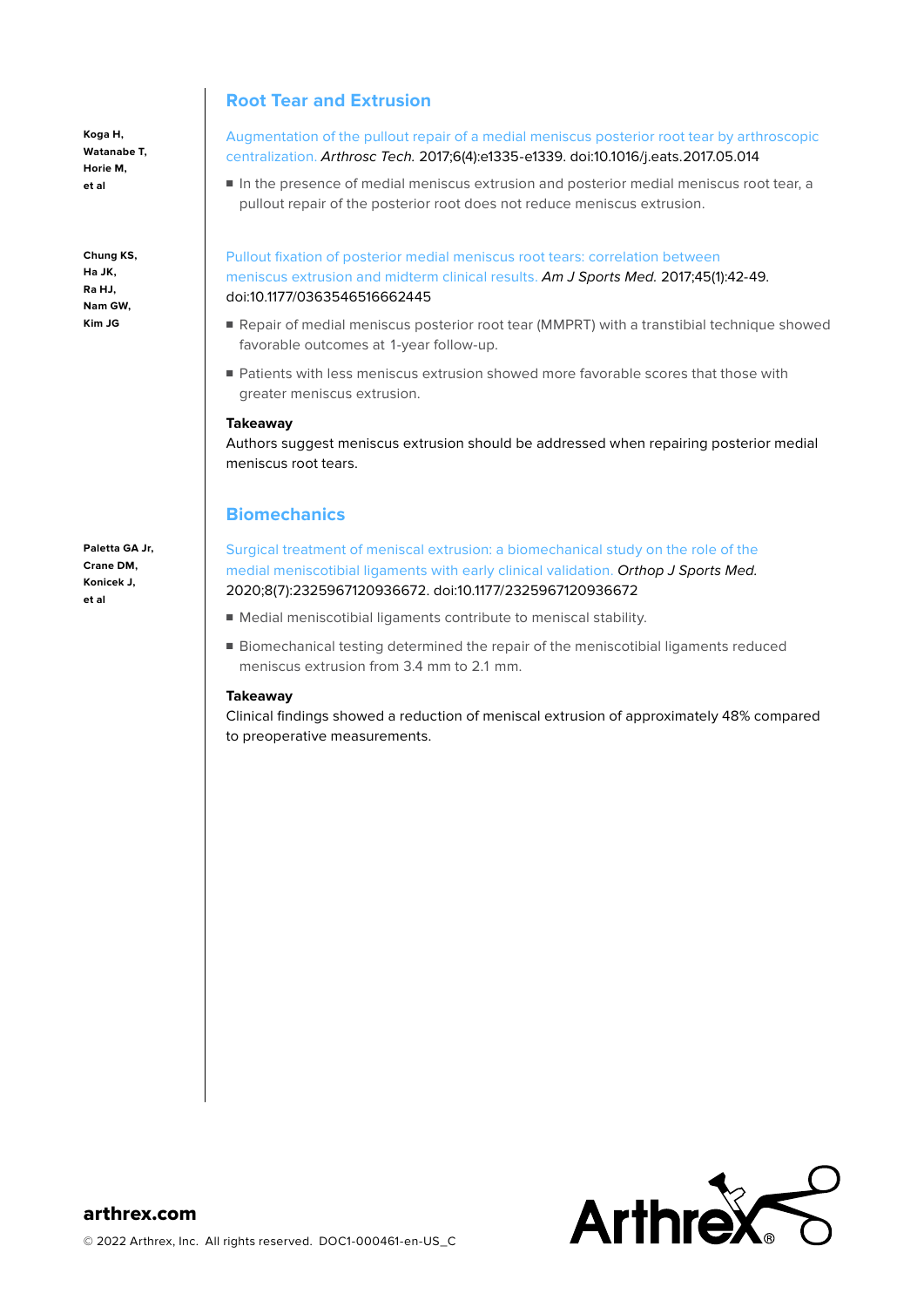## Root Tear and Extrusion

**Koga H, Watanabe T, Horie M, et al**

Augmentation of the pullout repair of a medial meniscus posterior root tear by arthroscopic centralization. *Arthrosc Tech.* 2017;6(4):e1335-e1339. doi:10.1016/j.eats.2017.05.014

- In the presence of medial meniscus extrusion and posterior medial meniscus root tear, a pullout repair of the posterior root does not reduce meniscus extrusion.

**Chung KS, Ha JK, Ra HJ, Nam GW, Kim JG**

Pullout fixation of posterior medial meniscus root tears: correlation between meniscus extrusion and midterm clinical results. *Am J Sports Med.* 2017;45(1):42-49. doi:10.1177/0363546516662445

- Repair of medial meniscus posterior root tear (MMPRT) with a transtibial technique showed favorable outcomes at 1-year follow-up.
- Patients with less meniscus extrusion showed more favorable scores that those with greater meniscus extrusion.

**Takeaway**
Authors suggest meniscus extrusion should be addressed when repairing posterior medial meniscus root tears.

## Biomechanics

**Paletta GA Jr, Crane DM, Konicek J, et al**

Surgical treatment of meniscal extrusion: a biomechanical study on the role of the medial meniscotibial ligaments with early clinical validation. *Orthop J Sports Med.* 2020;8(7):2325967120936672. doi:10.1177/2325967120936672

- Medial meniscotibial ligaments contribute to meniscal stability.
- Biomechanical testing determined the repair of the meniscotibial ligaments reduced meniscus extrusion from 3.4 mm to 2.1 mm.

**Takeaway**
Clinical findings showed a reduction of meniscal extrusion of approximately 48% compared to preoperative measurements.

**arthrex.com**

© 2022 Arthrex, Inc. All rights reserved. DOC1-000461-en-US_C